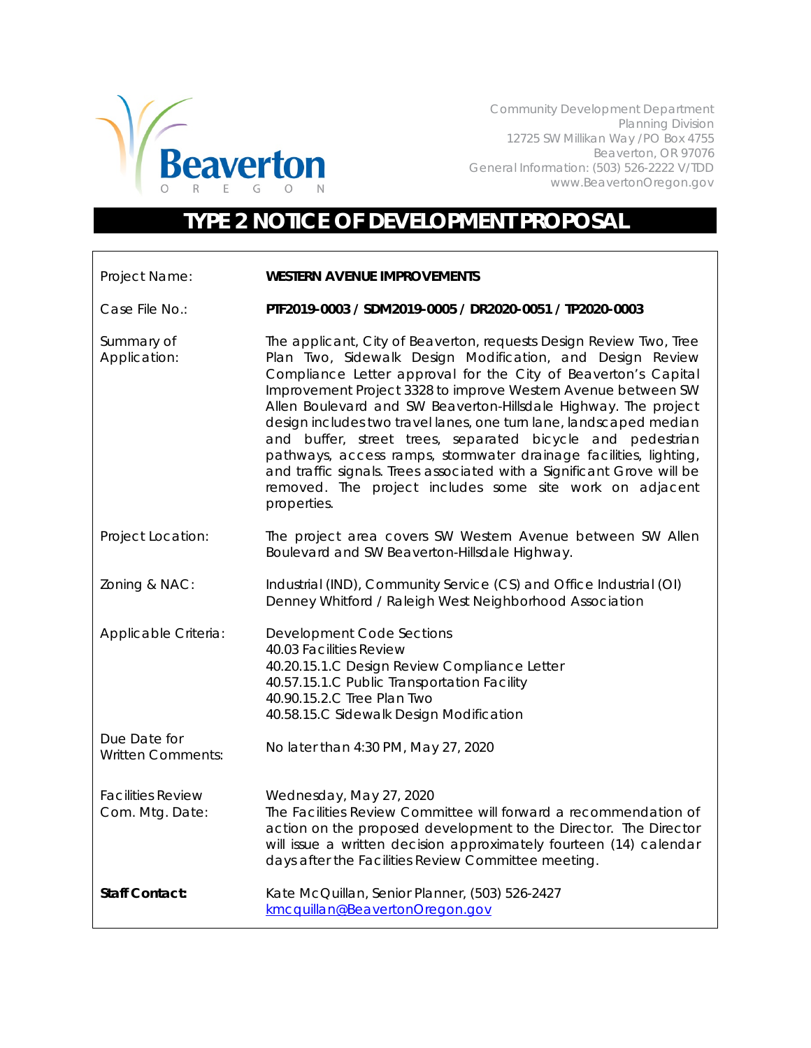Community Development Department
Planning Division
12725 SW Millikan Way /PO Box 4755
Beaverton, OR 97076
General Information: (503) 526-2222 V/TDD
www.BeavertonOregon.gov

# TYPE 2 NOTICE OF DEVELOPMENT PROPOSAL

| | |
|---|---|
| Project Name: | **WESTERN AVENUE IMPROVEMENTS** |
| Case File No.: | **PTF2019-0003 / SDM2019-0005 / DR2020-0051 / TP2020-0003** |
| Summary of Application: | The applicant, City of Beaverton, requests Design Review Two, Tree Plan Two, Sidewalk Design Modification, and Design Review Compliance Letter approval for the City of Beaverton's Capital Improvement Project 3328 to improve Western Avenue between SW Allen Boulevard and SW Beaverton-Hillsdale Highway. The project design includes two travel lanes, one turn lane, landscaped median and buffer, street trees, separated bicycle and pedestrian pathways, access ramps, stormwater drainage facilities, lighting, and traffic signals. Trees associated with a Significant Grove will be removed. The project includes some site work on adjacent properties. |
| Project Location: | The project area covers SW Western Avenue between SW Allen Boulevard and SW Beaverton-Hillsdale Highway. |
| Zoning & NAC: | Industrial (IND), Community Service (CS) and Office Industrial (OI)<br>Denney Whitford / Raleigh West Neighborhood Association |
| Applicable Criteria: | Development Code Sections<br>40.03 Facilities Review<br>40.20.15.1.C Design Review Compliance Letter<br>40.57.15.1.C Public Transportation Facility<br>40.90.15.2.C Tree Plan Two<br>40.58.15.C Sidewalk Design Modification |
| Due Date for Written Comments: | No later than 4:30 PM, May 27, 2020 |
| Facilities Review Com. Mtg. Date: | Wednesday, May 27, 2020<br>The Facilities Review Committee will forward a recommendation of action on the proposed development to the Director. The Director will issue a written decision approximately fourteen (14) calendar days after the Facilities Review Committee meeting. |
| **Staff Contact:** | Kate McQuillan, Senior Planner, (503) 526-2427<br>kmcquillan@BeavertonOregon.gov |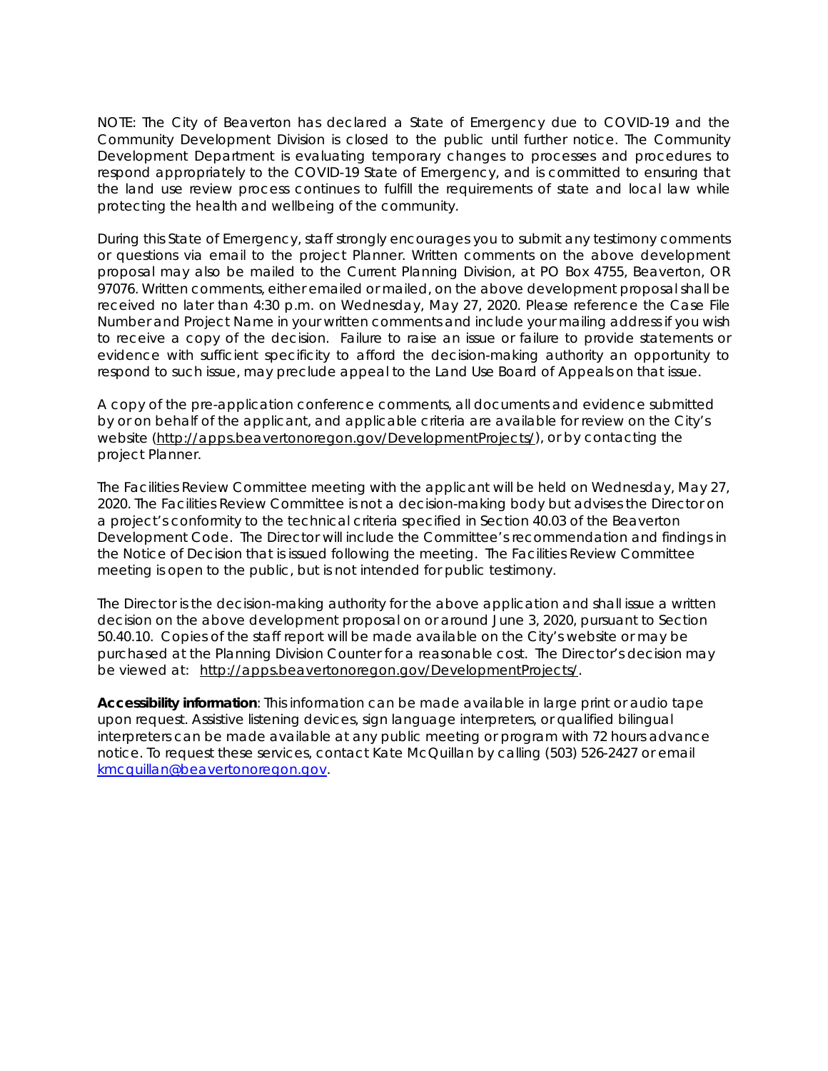NOTE: The City of Beaverton has declared a State of Emergency due to COVID-19 and the Community Development Division is closed to the public until further notice. The Community Development Department is evaluating temporary changes to processes and procedures to respond appropriately to the COVID-19 State of Emergency, and is committed to ensuring that the land use review process continues to fulfill the requirements of state and local law while protecting the health and wellbeing of the community.

During this State of Emergency, staff strongly encourages you to submit any testimony comments or questions via email to the project Planner. Written comments on the above development proposal may also be mailed to the Current Planning Division, at PO Box 4755, Beaverton, OR 97076. Written comments, either emailed or mailed, on the above development proposal shall be received no later than 4:30 p.m. on Wednesday, May 27, 2020. Please reference the Case File Number and Project Name in your written comments and include your mailing address if you wish to receive a copy of the decision. Failure to raise an issue or failure to provide statements or evidence with sufficient specificity to afford the decision-making authority an opportunity to respond to such issue, may preclude appeal to the Land Use Board of Appeals on that issue.

A copy of the pre-application conference comments, all documents and evidence submitted by or on behalf of the applicant, and applicable criteria are available for review on the City's website (http://apps.beavertonoregon.gov/DevelopmentProjects/), or by contacting the project Planner.

The Facilities Review Committee meeting with the applicant will be held on Wednesday, May 27, 2020. The Facilities Review Committee is not a decision-making body but advises the Director on a project's conformity to the technical criteria specified in Section 40.03 of the Beaverton Development Code. The Director will include the Committee's recommendation and findings in the Notice of Decision that is issued following the meeting. The Facilities Review Committee meeting is open to the public, but is not intended for public testimony.

The Director is the decision-making authority for the above application and shall issue a written decision on the above development proposal on or around June 3, 2020, pursuant to Section 50.40.10. Copies of the staff report will be made available on the City's website or may be purchased at the Planning Division Counter for a reasonable cost. The Director's decision may be viewed at: http://apps.beavertonoregon.gov/DevelopmentProjects/.

**Accessibility information**: This information can be made available in large print or audio tape upon request. Assistive listening devices, sign language interpreters, or qualified bilingual interpreters can be made available at any public meeting or program with 72 hours advance notice. To request these services, contact Kate McQuillan by calling (503) 526-2427 or email kmcquillan@beavertonoregon.gov.